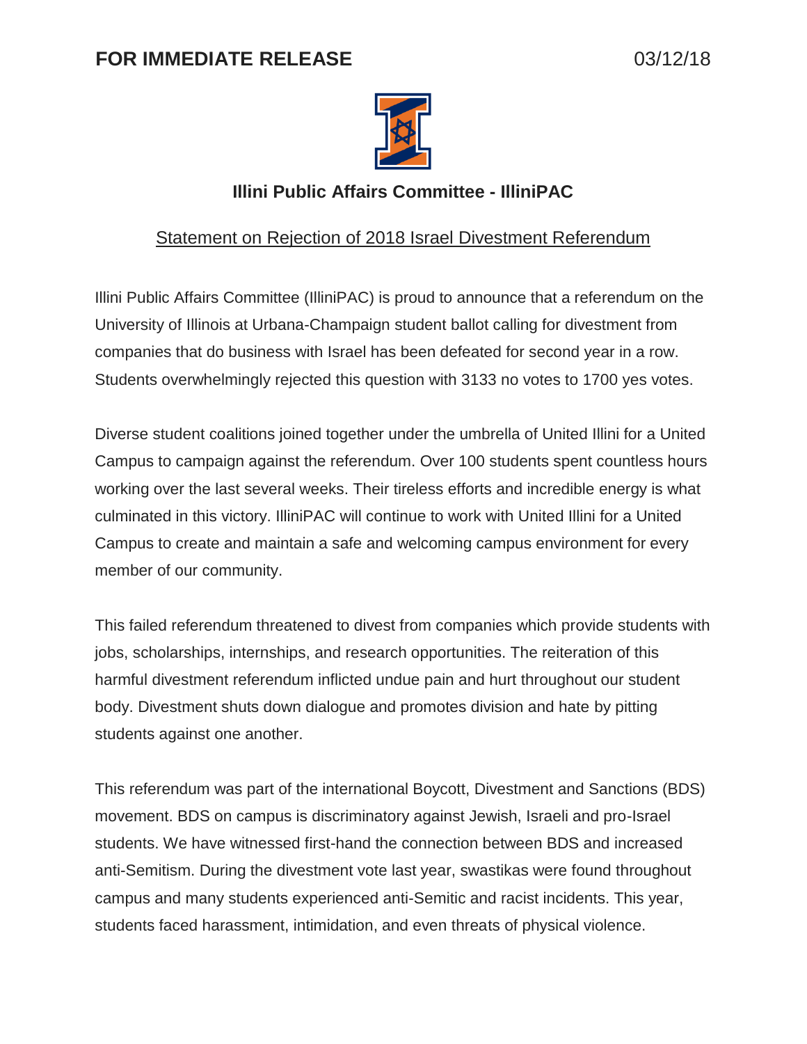**FOR IMMEDIATE RELEASE** 03/12/18

## Illini Public Affairs Committee - IlliniPAC

Statement on Rejection of 2018 Israel Divestment Referendum

Illini Public Affairs Committee (IlliniPAC) is proud to announce that a referendum on the University of Illinois at Urbana-Champaign student ballot calling for divestment from companies that do business with Israel has been defeated for second year in a row. Students overwhelmingly rejected this question with 3133 no votes to 1700 yes votes.

Diverse student coalitions joined together under the umbrella of United Illini for a United Campus to campaign against the referendum. Over 100 students spent countless hours working over the last several weeks. Their tireless efforts and incredible energy is what culminated in this victory. IlliniPAC will continue to work with United Illini for a United Campus to create and maintain a safe and welcoming campus environment for every member of our community.

This failed referendum threatened to divest from companies which provide students with jobs, scholarships, internships, and research opportunities. The reiteration of this harmful divestment referendum inflicted undue pain and hurt throughout our student body. Divestment shuts down dialogue and promotes division and hate by pitting students against one another.

This referendum was part of the international Boycott, Divestment and Sanctions (BDS) movement. BDS on campus is discriminatory against Jewish, Israeli and pro-Israel students. We have witnessed first-hand the connection between BDS and increased anti-Semitism. During the divestment vote last year, swastikas were found throughout campus and many students experienced anti-Semitic and racist incidents. This year, students faced harassment, intimidation, and even threats of physical violence.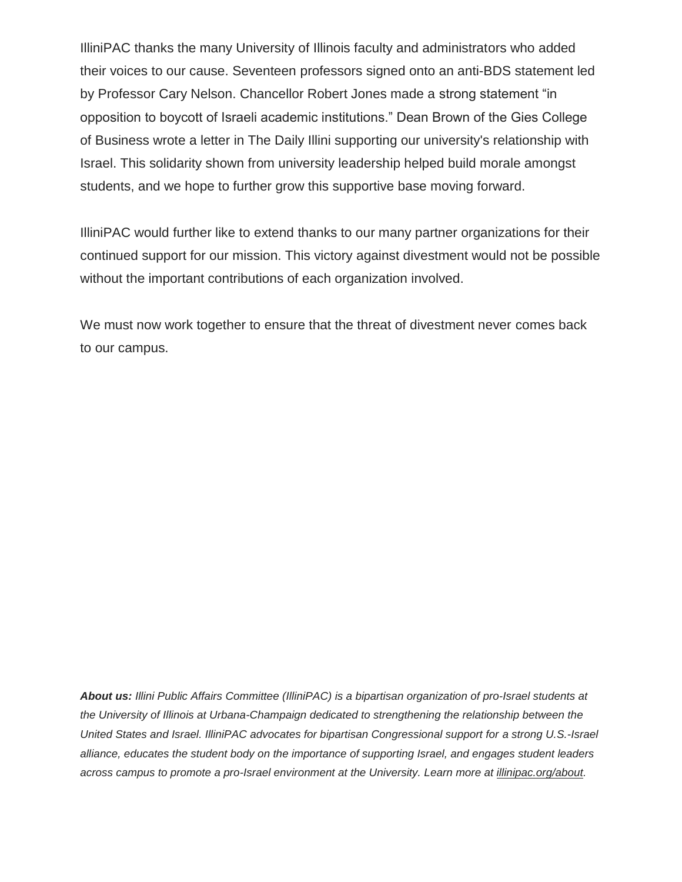IlliniPAC thanks the many University of Illinois faculty and administrators who added their voices to our cause. Seventeen professors signed onto an anti-BDS statement led by Professor Cary Nelson. Chancellor Robert Jones made a strong statement “in opposition to boycott of Israeli academic institutions.” Dean Brown of the Gies College of Business wrote a letter in The Daily Illini supporting our university's relationship with Israel. This solidarity shown from university leadership helped build morale amongst students, and we hope to further grow this supportive base moving forward.

IlliniPAC would further like to extend thanks to our many partner organizations for their continued support for our mission. This victory against divestment would not be possible without the important contributions of each organization involved.

We must now work together to ensure that the threat of divestment never comes back to our campus.

***About us:*** *Illini Public Affairs Committee (IlliniPAC) is a bipartisan organization of pro-Israel students at the University of Illinois at Urbana-Champaign dedicated to strengthening the relationship between the United States and Israel. IlliniPAC advocates for bipartisan Congressional support for a strong U.S.-Israel alliance, educates the student body on the importance of supporting Israel, and engages student leaders across campus to promote a pro-Israel environment at the University. Learn more at [illinipac.org/about](illinipac.org/about).*